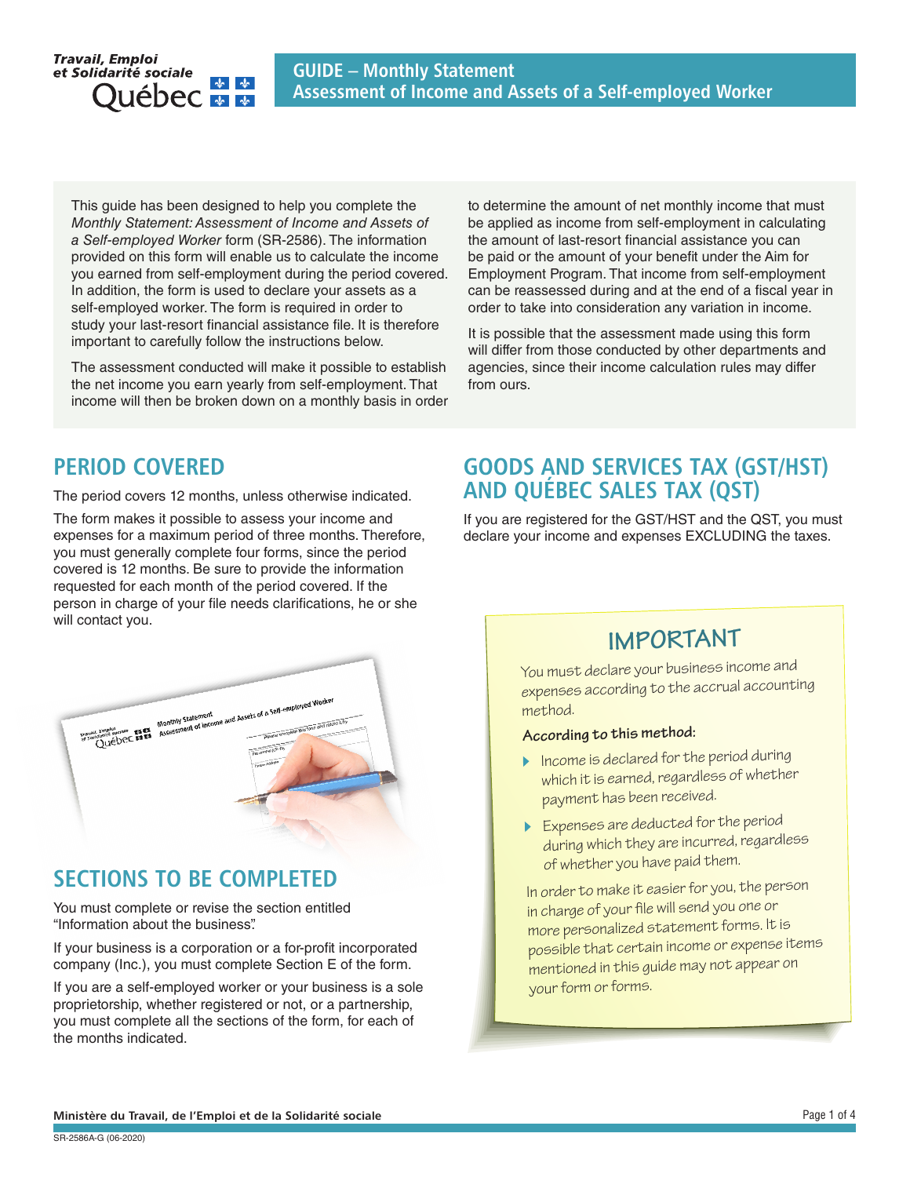# GUIDE – Monthly Statement
# Assessment of Income and Assets of a Self-employed Worker

This guide has been designed to help you complete the *Monthly Statement: Assessment of Income and Assets of a Self-employed Worker* form (SR-2586). The information provided on this form will enable us to calculate the income you earned from self-employment during the period covered. In addition, the form is used to declare your assets as a self-employed worker. The form is required in order to study your last-resort financial assistance file. It is therefore important to carefully follow the instructions below.

The assessment conducted will make it possible to establish the net income you earn yearly from self-employment. That income will then be broken down on a monthly basis in order to determine the amount of net monthly income that must be applied as income from self-employment in calculating the amount of last-resort financial assistance you can be paid or the amount of your benefit under the Aim for Employment Program. That income from self-employment can be reassessed during and at the end of a fiscal year in order to take into consideration any variation in income.

It is possible that the assessment made using this form will differ from those conducted by other departments and agencies, since their income calculation rules may differ from ours.

## PERIOD COVERED

The period covers 12 months, unless otherwise indicated.

The form makes it possible to assess your income and expenses for a maximum period of three months. Therefore, you must generally complete four forms, since the period covered is 12 months. Be sure to provide the information requested for each month of the period covered. If the person in charge of your file needs clarifications, he or she will contact you.

## SECTIONS TO BE COMPLETED

You must complete or revise the section entitled "Information about the business".

If your business is a corporation or a for-profit incorporated company (Inc.), you must complete Section E of the form.

If you are a self-employed worker or your business is a sole proprietorship, whether registered or not, or a partnership, you must complete all the sections of the form, for each of the months indicated.

## GOODS AND SERVICES TAX (GST/HST) AND QUÉBEC SALES TAX (QST)

If you are registered for the GST/HST and the QST, you must declare your income and expenses EXCLUDING the taxes.

## IMPORTANT

You must declare your business income and expenses according to the accrual accounting method.

**According to this method:**

- Income is declared for the period during which it is earned, regardless of whether payment has been received.
- Expenses are deducted for the period during which they are incurred, regardless of whether you have paid them.

In order to make it easier for you, the person in charge of your file will send you one or more personalized statement forms. It is possible that certain income or expense items mentioned in this guide may not appear on your form or forms.

Ministère du Travail, de l'Emploi et de la Solidarité sociale

SR-2586A-G (06-2020)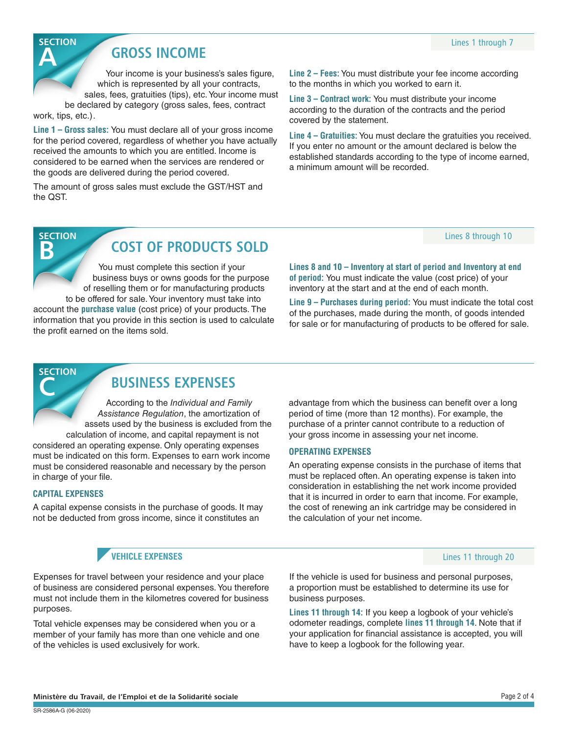## SECTION A — GROSS INCOME

Lines 1 through 7

Your income is your business's sales figure, which is represented by all your contracts, sales, fees, gratuities (tips), etc. Your income must be declared by category (gross sales, fees, contract work, tips, etc.).

**Line 1 – Gross sales:** You must declare all of your gross income for the period covered, regardless of whether you have actually received the amounts to which you are entitled. Income is considered to be earned when the services are rendered or the goods are delivered during the period covered.

The amount of gross sales must exclude the GST/HST and the QST.

**Line 2 – Fees:** You must distribute your fee income according to the months in which you worked to earn it.

**Line 3 – Contract work:** You must distribute your income according to the duration of the contracts and the period covered by the statement.

**Line 4 – Gratuities:** You must declare the gratuities you received. If you enter no amount or the amount declared is below the established standards according to the type of income earned, a minimum amount will be recorded.

## SECTION B — COST OF PRODUCTS SOLD

Lines 8 through 10

You must complete this section if your business buys or owns goods for the purpose of reselling them or for manufacturing products to be offered for sale. Your inventory must take into account the **purchase value** (cost price) of your products. The information that you provide in this section is used to calculate the profit earned on the items sold.

**Lines 8 and 10 – Inventory at start of period and Inventory at end of period:** You must indicate the value (cost price) of your inventory at the start and at the end of each month.

**Line 9 – Purchases during period:** You must indicate the total cost of the purchases, made during the month, of goods intended for sale or for manufacturing of products to be offered for sale.

## SECTION C — BUSINESS EXPENSES

According to the *Individual and Family Assistance Regulation*, the amortization of assets used by the business is excluded from the calculation of income, and capital repayment is not considered an operating expense. Only operating expenses must be indicated on this form. Expenses to earn work income must be considered reasonable and necessary by the person in charge of your file.

### CAPITAL EXPENSES

A capital expense consists in the purchase of goods. It may not be deducted from gross income, since it constitutes an advantage from which the business can benefit over a long period of time (more than 12 months). For example, the purchase of a printer cannot contribute to a reduction of your gross income in assessing your net income.

### OPERATING EXPENSES

An operating expense consists in the purchase of items that must be replaced often. An operating expense is taken into consideration in establishing the net work income provided that it is incurred in order to earn that income. For example, the cost of renewing an ink cartridge may be considered in the calculation of your net income.

### VEHICLE EXPENSES

Lines 11 through 20

Expenses for travel between your residence and your place of business are considered personal expenses. You therefore must not include them in the kilometres covered for business purposes.

Total vehicle expenses may be considered when you or a member of your family has more than one vehicle and one of the vehicles is used exclusively for work.

If the vehicle is used for business and personal purposes, a proportion must be established to determine its use for business purposes.

**Lines 11 through 14:** If you keep a logbook of your vehicle's odometer readings, complete **lines 11 through 14**. Note that if your application for financial assistance is accepted, you will have to keep a logbook for the following year.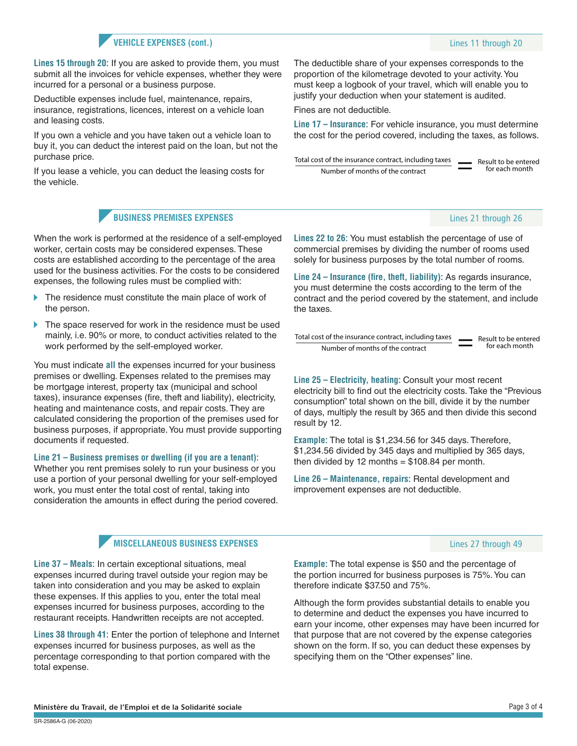## VEHICLE EXPENSES (cont.)

Lines 11 through 20

**Lines 15 through 20:** If you are asked to provide them, you must submit all the invoices for vehicle expenses, whether they were incurred for a personal or a business purpose.

Deductible expenses include fuel, maintenance, repairs, insurance, registrations, licences, interest on a vehicle loan and leasing costs.

If you own a vehicle and you have taken out a vehicle loan to buy it, you can deduct the interest paid on the loan, but not the purchase price.

If you lease a vehicle, you can deduct the leasing costs for the vehicle.

The deductible share of your expenses corresponds to the proportion of the kilometrage devoted to your activity. You must keep a logbook of your travel, which will enable you to justify your deduction when your statement is audited.

Fines are not deductible.

**Line 17 – Insurance:** For vehicle insurance, you must determine the cost for the period covered, including the taxes, as follows.

$$\frac{\text{Total cost of the insurance contract, including taxes}}{\text{Number of months of the contract}} = \text{Result to be entered for each month}$$

## BUSINESS PREMISES EXPENSES

Lines 21 through 26

When the work is performed at the residence of a self-employed worker, certain costs may be considered expenses. These costs are established according to the percentage of the area used for the business activities. For the costs to be considered expenses, the following rules must be complied with:

- The residence must constitute the main place of work of the person.
- The space reserved for work in the residence must be used mainly, i.e. 90% or more, to conduct activities related to the work performed by the self-employed worker.

You must indicate **all** the expenses incurred for your business premises or dwelling. Expenses related to the premises may be mortgage interest, property tax (municipal and school taxes), insurance expenses (fire, theft and liability), electricity, heating and maintenance costs, and repair costs. They are calculated considering the proportion of the premises used for business purposes, if appropriate. You must provide supporting documents if requested.

**Line 21 – Business premises or dwelling (if you are a tenant):** Whether you rent premises solely to run your business or you use a portion of your personal dwelling for your self-employed work, you must enter the total cost of rental, taking into consideration the amounts in effect during the period covered.

**Lines 22 to 26:** You must establish the percentage of use of commercial premises by dividing the number of rooms used solely for business purposes by the total number of rooms.

**Line 24 – Insurance (fire, theft, liability):** As regards insurance, you must determine the costs according to the term of the contract and the period covered by the statement, and include the taxes.

$$\frac{\text{Total cost of the insurance contract, including taxes}}{\text{Number of months of the contract}} = \text{Result to be entered for each month}$$

**Line 25 – Electricity, heating:** Consult your most recent electricity bill to find out the electricity costs. Take the "Previous consumption" total shown on the bill, divide it by the number of days, multiply the result by 365 and then divide this second result by 12.

**Example:** The total is $1,234.56 for 345 days. Therefore, $1,234.56 divided by 345 days and multiplied by 365 days, then divided by 12 months = $108.84 per month.

**Line 26 – Maintenance, repairs:** Rental development and improvement expenses are not deductible.

## MISCELLANEOUS BUSINESS EXPENSES

Lines 27 through 49

**Line 37 – Meals:** In certain exceptional situations, meal expenses incurred during travel outside your region may be taken into consideration and you may be asked to explain these expenses. If this applies to you, enter the total meal expenses incurred for business purposes, according to the restaurant receipts. Handwritten receipts are not accepted.

**Lines 38 through 41:** Enter the portion of telephone and Internet expenses incurred for business purposes, as well as the percentage corresponding to that portion compared with the total expense.

**Example:** The total expense is $50 and the percentage of the portion incurred for business purposes is 75%. You can therefore indicate $37.50 and 75%.

Although the form provides substantial details to enable you to determine and deduct the expenses you have incurred to earn your income, other expenses may have been incurred for that purpose that are not covered by the expense categories shown on the form. If so, you can deduct these expenses by specifying them on the "Other expenses" line.

Ministère du Travail, de l'Emploi et de la Solidarité sociale

SR-2586A-G (06-2020)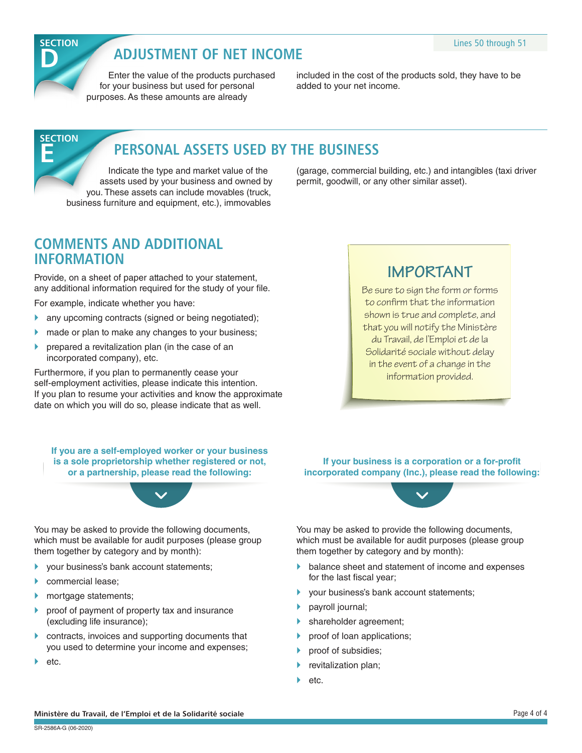## SECTION D — ADJUSTMENT OF NET INCOME

Lines 50 through 51

Enter the value of the products purchased for your business but used for personal purposes. As these amounts are already included in the cost of the products sold, they have to be added to your net income.

## SECTION E — PERSONAL ASSETS USED BY THE BUSINESS

Indicate the type and market value of the assets used by your business and owned by you. These assets can include movables (truck, business furniture and equipment, etc.), immovables (garage, commercial building, etc.) and intangibles (taxi driver permit, goodwill, or any other similar asset).

## COMMENTS AND ADDITIONAL INFORMATION

Provide, on a sheet of paper attached to your statement, any additional information required for the study of your file.

For example, indicate whether you have:

- any upcoming contracts (signed or being negotiated);
- made or plan to make any changes to your business;
- prepared a revitalization plan (in the case of an incorporated company), etc.

Furthermore, if you plan to permanently cease your self-employment activities, please indicate this intention. If you plan to resume your activities and know the approximate date on which you will do so, please indicate that as well.

### IMPORTANT

Be sure to sign the form or forms to confirm that the information shown is true and complete, and that you will notify the Ministère du Travail, de l'Emploi et de la Solidarité sociale without delay in the event of a change in the information provided.

**If you are a self-employed worker or your business is a sole proprietorship whether registered or not, or a partnership, please read the following:**

You may be asked to provide the following documents, which must be available for audit purposes (please group them together by category and by month):

- your business's bank account statements;
- commercial lease;
- mortgage statements;
- proof of payment of property tax and insurance (excluding life insurance);
- contracts, invoices and supporting documents that you used to determine your income and expenses;
- etc.

**If your business is a corporation or a for-profit incorporated company (Inc.), please read the following:**

You may be asked to provide the following documents, which must be available for audit purposes (please group them together by category and by month):

- balance sheet and statement of income and expenses for the last fiscal year;
- your business's bank account statements;
- payroll journal;
- shareholder agreement;
- proof of loan applications;
- proof of subsidies;
- revitalization plan;
- etc.

Ministère du Travail, de l'Emploi et de la Solidarité sociale

SR-2586A-G (06-2020)